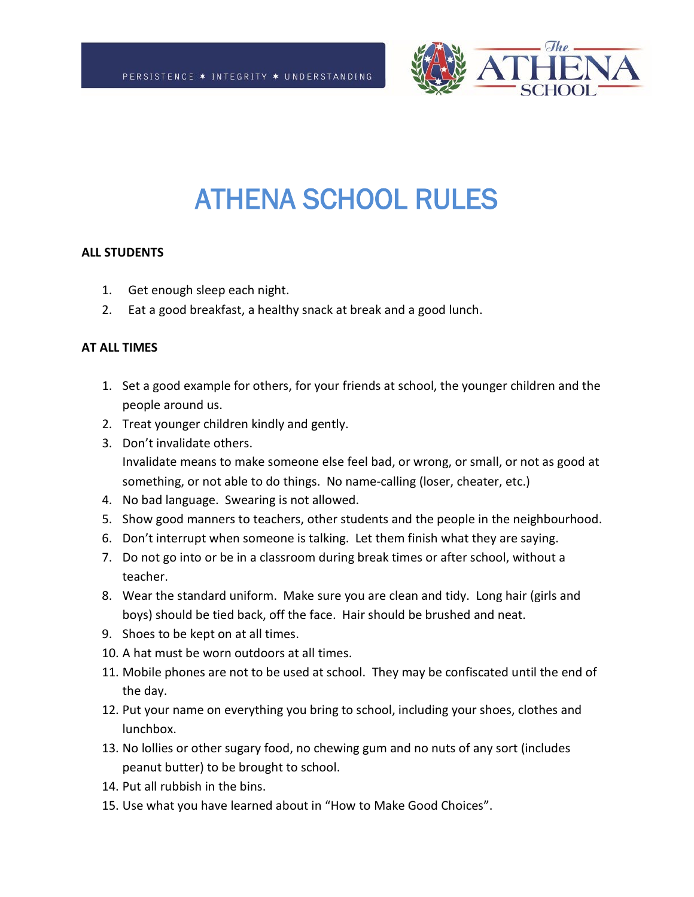PERSISTENCE ✶ INTEGRITY ✶ UNDERSTANDING

The ATHENA SCHOOL

# ATHENA SCHOOL RULES

**ALL STUDENTS**

1. Get enough sleep each night.
2. Eat a good breakfast, a healthy snack at break and a good lunch.

**AT ALL TIMES**

1. Set a good example for others, for your friends at school, the younger children and the people around us.
2. Treat younger children kindly and gently.
3. Don't invalidate others.
   Invalidate means to make someone else feel bad, or wrong, or small, or not as good at something, or not able to do things. No name-calling (loser, cheater, etc.)
4. No bad language. Swearing is not allowed.
5. Show good manners to teachers, other students and the people in the neighbourhood.
6. Don't interrupt when someone is talking. Let them finish what they are saying.
7. Do not go into or be in a classroom during break times or after school, without a teacher.
8. Wear the standard uniform. Make sure you are clean and tidy. Long hair (girls and boys) should be tied back, off the face. Hair should be brushed and neat.
9. Shoes to be kept on at all times.
10. A hat must be worn outdoors at all times.
11. Mobile phones are not to be used at school. They may be confiscated until the end of the day.
12. Put your name on everything you bring to school, including your shoes, clothes and lunchbox.
13. No lollies or other sugary food, no chewing gum and no nuts of any sort (includes peanut butter) to be brought to school.
14. Put all rubbish in the bins.
15. Use what you have learned about in "How to Make Good Choices".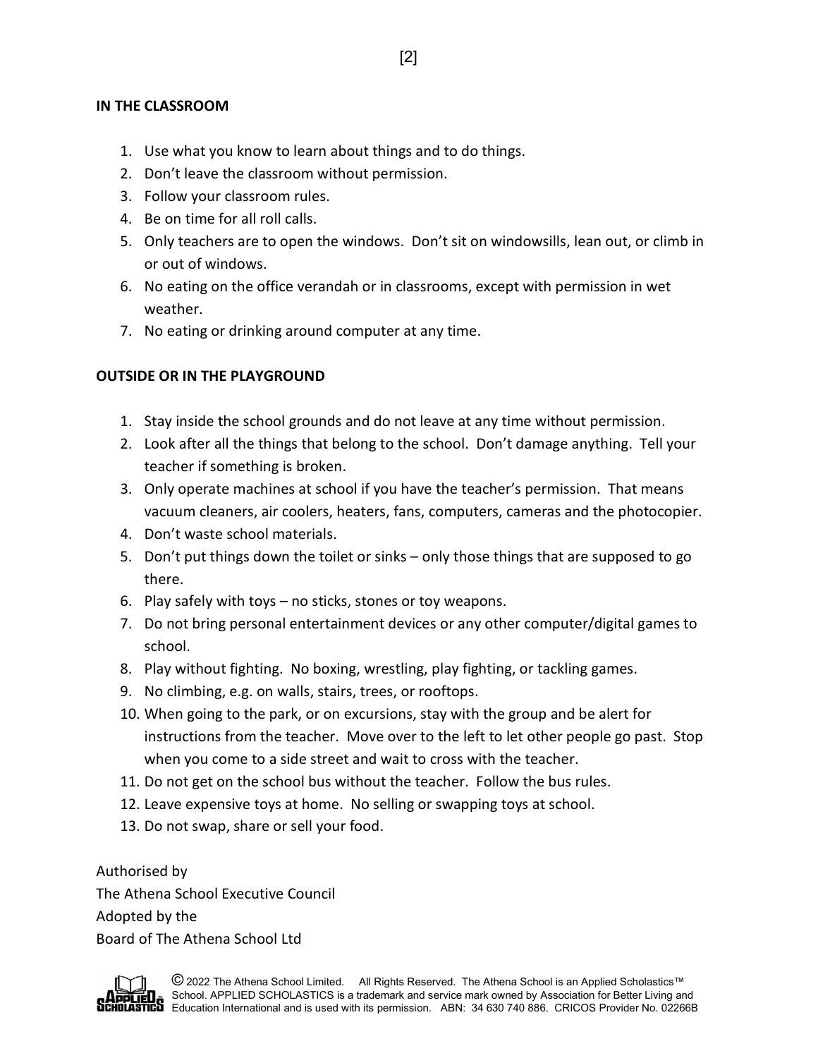**IN THE CLASSROOM**

1. Use what you know to learn about things and to do things.
2. Don't leave the classroom without permission.
3. Follow your classroom rules.
4. Be on time for all roll calls.
5. Only teachers are to open the windows. Don't sit on windowsills, lean out, or climb in or out of windows.
6. No eating on the office verandah or in classrooms, except with permission in wet weather.
7. No eating or drinking around computer at any time.

**OUTSIDE OR IN THE PLAYGROUND**

1. Stay inside the school grounds and do not leave at any time without permission.
2. Look after all the things that belong to the school. Don't damage anything. Tell your teacher if something is broken.
3. Only operate machines at school if you have the teacher's permission. That means vacuum cleaners, air coolers, heaters, fans, computers, cameras and the photocopier.
4. Don't waste school materials.
5. Don't put things down the toilet or sinks – only those things that are supposed to go there.
6. Play safely with toys – no sticks, stones or toy weapons.
7. Do not bring personal entertainment devices or any other computer/digital games to school.
8. Play without fighting. No boxing, wrestling, play fighting, or tackling games.
9. No climbing, e.g. on walls, stairs, trees, or rooftops.
10. When going to the park, or on excursions, stay with the group and be alert for instructions from the teacher. Move over to the left to let other people go past. Stop when you come to a side street and wait to cross with the teacher.
11. Do not get on the school bus without the teacher. Follow the bus rules.
12. Leave expensive toys at home. No selling or swapping toys at school.
13. Do not swap, share or sell your food.

Authorised by
The Athena School Executive Council
Adopted by the
Board of The Athena School Ltd

© 2022 The Athena School Limited. All Rights Reserved. The Athena School is an Applied Scholastics™ School. APPLIED SCHOLASTICS is a trademark and service mark owned by Association for Better Living and Education International and is used with its permission. ABN: 34 630 740 886. CRICOS Provider No. 02266B